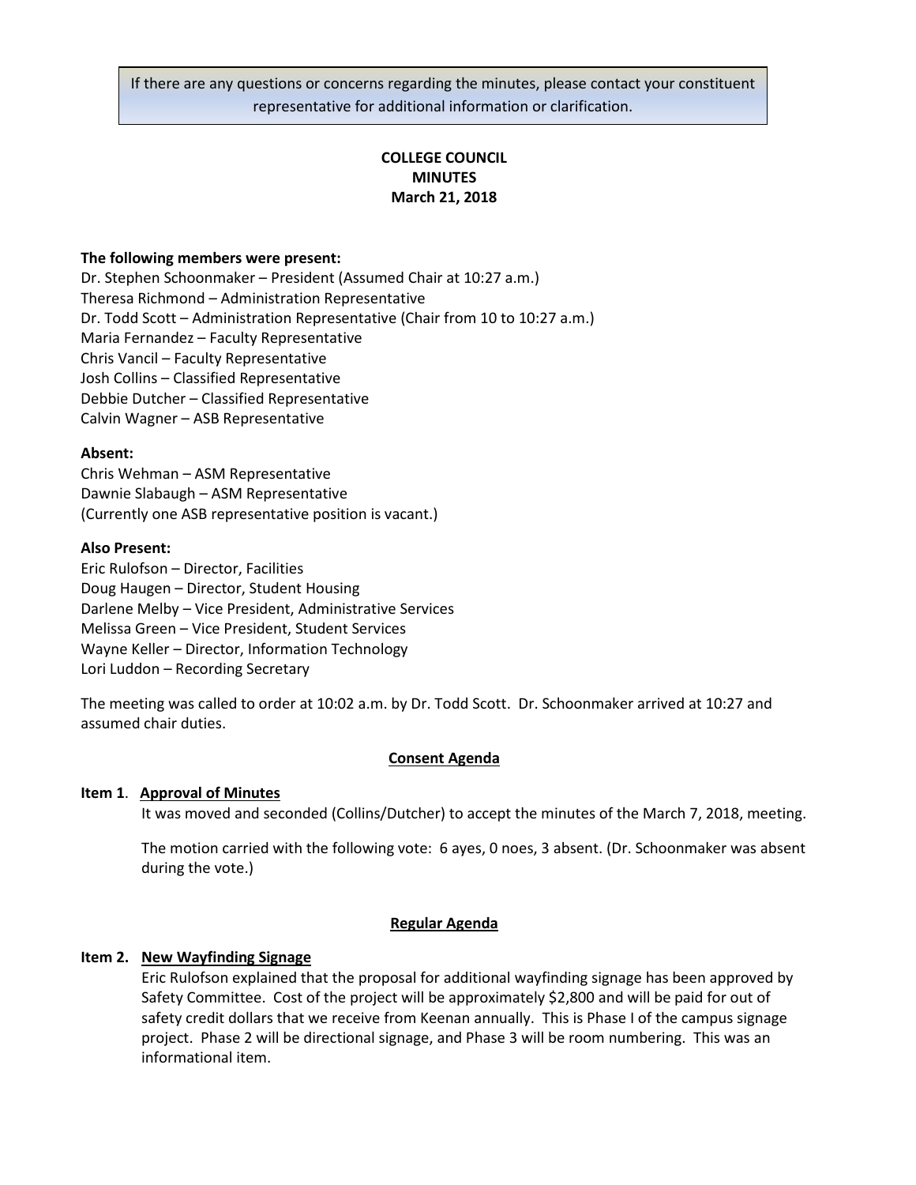> If there are any questions or concerns regarding the minutes, please contact your constituent representative for additional information or clarification.

# COLLEGE COUNCIL
# MINUTES
## March 21, 2018

**The following members were present:**
Dr. Stephen Schoonmaker – President (Assumed Chair at 10:27 a.m.)
Theresa Richmond – Administration Representative
Dr. Todd Scott – Administration Representative (Chair from 10 to 10:27 a.m.)
Maria Fernandez – Faculty Representative
Chris Vancil – Faculty Representative
Josh Collins – Classified Representative
Debbie Dutcher – Classified Representative
Calvin Wagner – ASB Representative

**Absent:**
Chris Wehman – ASM Representative
Dawnie Slabaugh – ASM Representative
(Currently one ASB representative position is vacant.)

**Also Present:**
Eric Rulofson – Director, Facilities
Doug Haugen – Director, Student Housing
Darlene Melby – Vice President, Administrative Services
Melissa Green – Vice President, Student Services
Wayne Keller – Director, Information Technology
Lori Luddon – Recording Secretary

The meeting was called to order at 10:02 a.m. by Dr. Todd Scott. Dr. Schoonmaker arrived at 10:27 and assumed chair duties.

## Consent Agenda

**Item 1. Approval of Minutes**

It was moved and seconded (Collins/Dutcher) to accept the minutes of the March 7, 2018, meeting.

The motion carried with the following vote: 6 ayes, 0 noes, 3 absent. (Dr. Schoonmaker was absent during the vote.)

## Regular Agenda

**Item 2. New Wayfinding Signage**

Eric Rulofson explained that the proposal for additional wayfinding signage has been approved by Safety Committee. Cost of the project will be approximately $2,800 and will be paid for out of safety credit dollars that we receive from Keenan annually. This is Phase I of the campus signage project. Phase 2 will be directional signage, and Phase 3 will be room numbering. This was an informational item.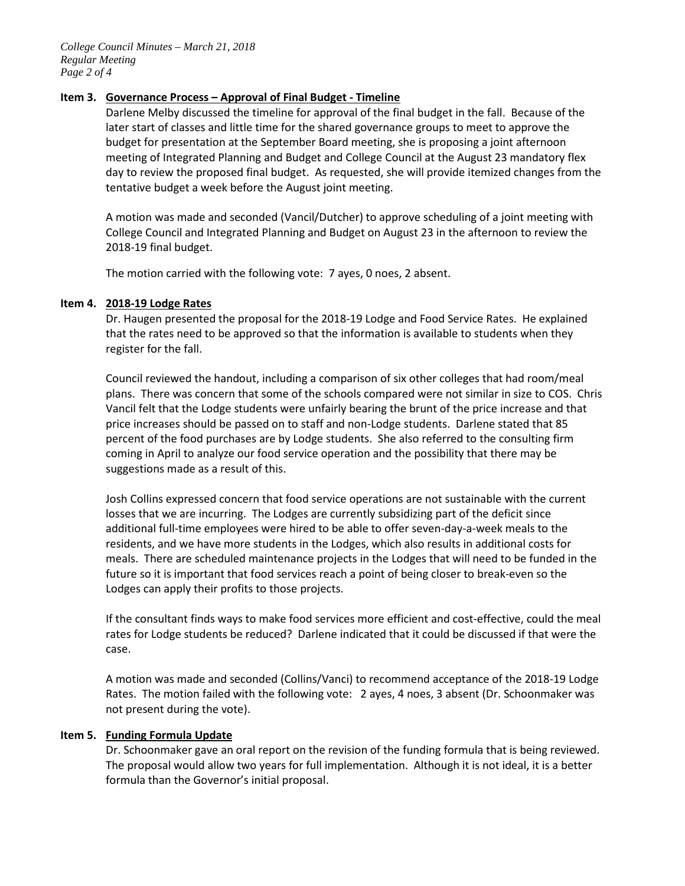**Item 3. Governance Process – Approval of Final Budget - Timeline**

Darlene Melby discussed the timeline for approval of the final budget in the fall. Because of the later start of classes and little time for the shared governance groups to meet to approve the budget for presentation at the September Board meeting, she is proposing a joint afternoon meeting of Integrated Planning and Budget and College Council at the August 23 mandatory flex day to review the proposed final budget. As requested, she will provide itemized changes from the tentative budget a week before the August joint meeting.

A motion was made and seconded (Vancil/Dutcher) to approve scheduling of a joint meeting with College Council and Integrated Planning and Budget on August 23 in the afternoon to review the 2018-19 final budget.

The motion carried with the following vote: 7 ayes, 0 noes, 2 absent.

**Item 4. 2018-19 Lodge Rates**

Dr. Haugen presented the proposal for the 2018-19 Lodge and Food Service Rates. He explained that the rates need to be approved so that the information is available to students when they register for the fall.

Council reviewed the handout, including a comparison of six other colleges that had room/meal plans. There was concern that some of the schools compared were not similar in size to COS. Chris Vancil felt that the Lodge students were unfairly bearing the brunt of the price increase and that price increases should be passed on to staff and non-Lodge students. Darlene stated that 85 percent of the food purchases are by Lodge students. She also referred to the consulting firm coming in April to analyze our food service operation and the possibility that there may be suggestions made as a result of this.

Josh Collins expressed concern that food service operations are not sustainable with the current losses that we are incurring. The Lodges are currently subsidizing part of the deficit since additional full-time employees were hired to be able to offer seven-day-a-week meals to the residents, and we have more students in the Lodges, which also results in additional costs for meals. There are scheduled maintenance projects in the Lodges that will need to be funded in the future so it is important that food services reach a point of being closer to break-even so the Lodges can apply their profits to those projects.

If the consultant finds ways to make food services more efficient and cost-effective, could the meal rates for Lodge students be reduced? Darlene indicated that it could be discussed if that were the case.

A motion was made and seconded (Collins/Vanci) to recommend acceptance of the 2018-19 Lodge Rates. The motion failed with the following vote: 2 ayes, 4 noes, 3 absent (Dr. Schoonmaker was not present during the vote).

**Item 5. Funding Formula Update**

Dr. Schoonmaker gave an oral report on the revision of the funding formula that is being reviewed. The proposal would allow two years for full implementation. Although it is not ideal, it is a better formula than the Governor's initial proposal.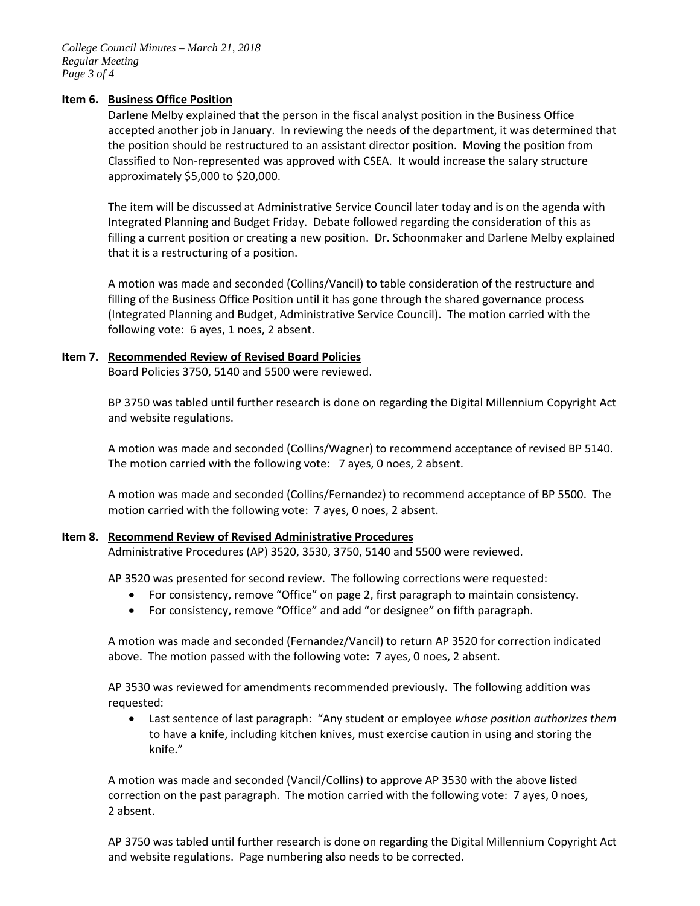**Item 6. <u>Business Office Position</u>**

Darlene Melby explained that the person in the fiscal analyst position in the Business Office accepted another job in January. In reviewing the needs of the department, it was determined that the position should be restructured to an assistant director position. Moving the position from Classified to Non-represented was approved with CSEA. It would increase the salary structure approximately $5,000 to $20,000.

The item will be discussed at Administrative Service Council later today and is on the agenda with Integrated Planning and Budget Friday. Debate followed regarding the consideration of this as filling a current position or creating a new position. Dr. Schoonmaker and Darlene Melby explained that it is a restructuring of a position.

A motion was made and seconded (Collins/Vancil) to table consideration of the restructure and filling of the Business Office Position until it has gone through the shared governance process (Integrated Planning and Budget, Administrative Service Council). The motion carried with the following vote: 6 ayes, 1 noes, 2 absent.

**Item 7. <u>Recommended Review of Revised Board Policies</u>**

Board Policies 3750, 5140 and 5500 were reviewed.

BP 3750 was tabled until further research is done on regarding the Digital Millennium Copyright Act and website regulations.

A motion was made and seconded (Collins/Wagner) to recommend acceptance of revised BP 5140. The motion carried with the following vote: 7 ayes, 0 noes, 2 absent.

A motion was made and seconded (Collins/Fernandez) to recommend acceptance of BP 5500. The motion carried with the following vote: 7 ayes, 0 noes, 2 absent.

**Item 8. <u>Recommend Review of Revised Administrative Procedures</u>**

Administrative Procedures (AP) 3520, 3530, 3750, 5140 and 5500 were reviewed.

AP 3520 was presented for second review. The following corrections were requested:

- For consistency, remove "Office" on page 2, first paragraph to maintain consistency.
- For consistency, remove "Office" and add "or designee" on fifth paragraph.

A motion was made and seconded (Fernandez/Vancil) to return AP 3520 for correction indicated above. The motion passed with the following vote: 7 ayes, 0 noes, 2 absent.

AP 3530 was reviewed for amendments recommended previously. The following addition was requested:

- Last sentence of last paragraph: "Any student or employee *whose position authorizes them* to have a knife, including kitchen knives, must exercise caution in using and storing the knife."

A motion was made and seconded (Vancil/Collins) to approve AP 3530 with the above listed correction on the past paragraph. The motion carried with the following vote: 7 ayes, 0 noes, 2 absent.

AP 3750 was tabled until further research is done on regarding the Digital Millennium Copyright Act and website regulations. Page numbering also needs to be corrected.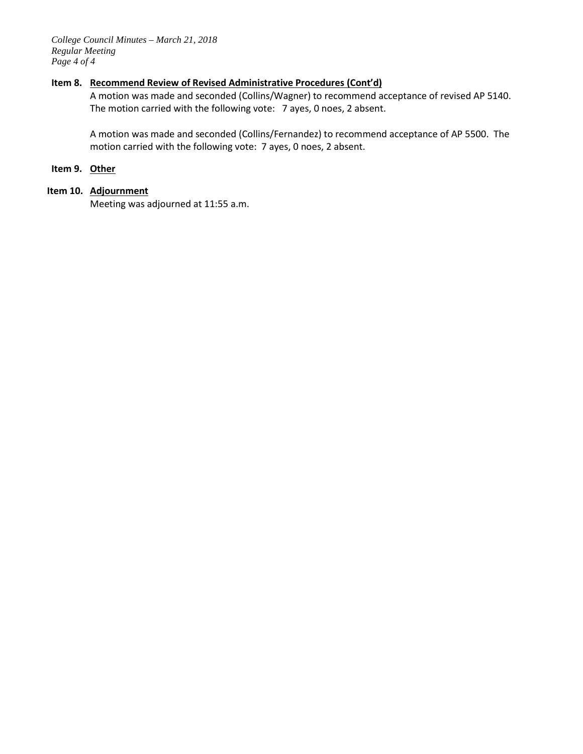**Item 8. Recommend Review of Revised Administrative Procedures (Cont'd)**

A motion was made and seconded (Collins/Wagner) to recommend acceptance of revised AP 5140. The motion carried with the following vote: 7 ayes, 0 noes, 2 absent.

A motion was made and seconded (Collins/Fernandez) to recommend acceptance of AP 5500. The motion carried with the following vote: 7 ayes, 0 noes, 2 absent.

**Item 9. Other**

**Item 10. Adjournment**

Meeting was adjourned at 11:55 a.m.